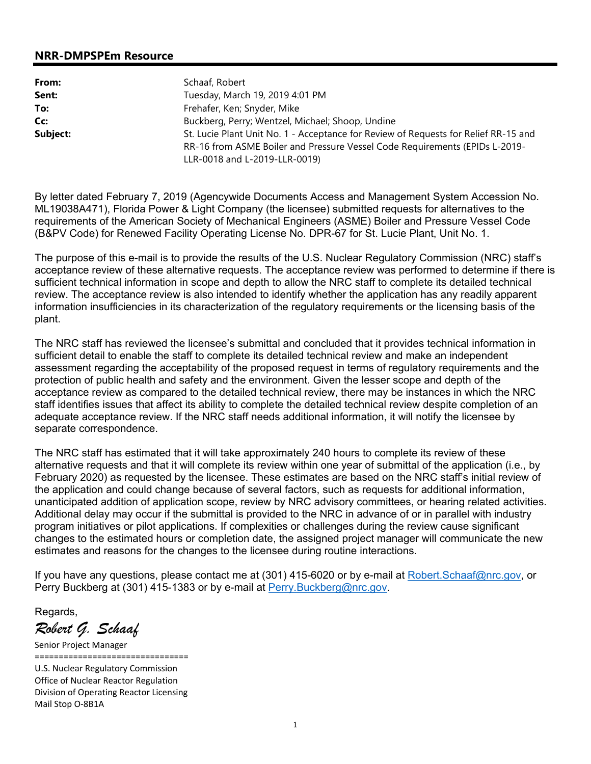## NRR-DMPSPEm Resource

| | |
|---|---|
| **From:** | Schaaf, Robert |
| **Sent:** | Tuesday, March 19, 2019 4:01 PM |
| **To:** | Frehafer, Ken; Snyder, Mike |
| **Cc:** | Buckberg, Perry; Wentzel, Michael; Shoop, Undine |
| **Subject:** | St. Lucie Plant Unit No. 1 - Acceptance for Review of Requests for Relief RR-15 and RR-16 from ASME Boiler and Pressure Vessel Code Requirements (EPIDs L-2019-LLR-0018 and L-2019-LLR-0019) |

By letter dated February 7, 2019 (Agencywide Documents Access and Management System Accession No. ML19038A471), Florida Power & Light Company (the licensee) submitted requests for alternatives to the requirements of the American Society of Mechanical Engineers (ASME) Boiler and Pressure Vessel Code (B&PV Code) for Renewed Facility Operating License No. DPR-67 for St. Lucie Plant, Unit No. 1.

The purpose of this e-mail is to provide the results of the U.S. Nuclear Regulatory Commission (NRC) staff's acceptance review of these alternative requests. The acceptance review was performed to determine if there is sufficient technical information in scope and depth to allow the NRC staff to complete its detailed technical review. The acceptance review is also intended to identify whether the application has any readily apparent information insufficiencies in its characterization of the regulatory requirements or the licensing basis of the plant.

The NRC staff has reviewed the licensee's submittal and concluded that it provides technical information in sufficient detail to enable the staff to complete its detailed technical review and make an independent assessment regarding the acceptability of the proposed request in terms of regulatory requirements and the protection of public health and safety and the environment. Given the lesser scope and depth of the acceptance review as compared to the detailed technical review, there may be instances in which the NRC staff identifies issues that affect its ability to complete the detailed technical review despite completion of an adequate acceptance review. If the NRC staff needs additional information, it will notify the licensee by separate correspondence.

The NRC staff has estimated that it will take approximately 240 hours to complete its review of these alternative requests and that it will complete its review within one year of submittal of the application (i.e., by February 2020) as requested by the licensee. These estimates are based on the NRC staff's initial review of the application and could change because of several factors, such as requests for additional information, unanticipated addition of application scope, review by NRC advisory committees, or hearing related activities. Additional delay may occur if the submittal is provided to the NRC in advance of or in parallel with industry program initiatives or pilot applications. If complexities or challenges during the review cause significant changes to the estimated hours or completion date, the assigned project manager will communicate the new estimates and reasons for the changes to the licensee during routine interactions.

If you have any questions, please contact me at (301) 415-6020 or by e-mail at Robert.Schaaf@nrc.gov, or Perry Buckberg at (301) 415-1383 or by e-mail at Perry.Buckberg@nrc.gov.

Regards,

*Robert G. Schaaf*

Senior Project Manager

===============================

U.S. Nuclear Regulatory Commission
Office of Nuclear Reactor Regulation
Division of Operating Reactor Licensing
Mail Stop O-8B1A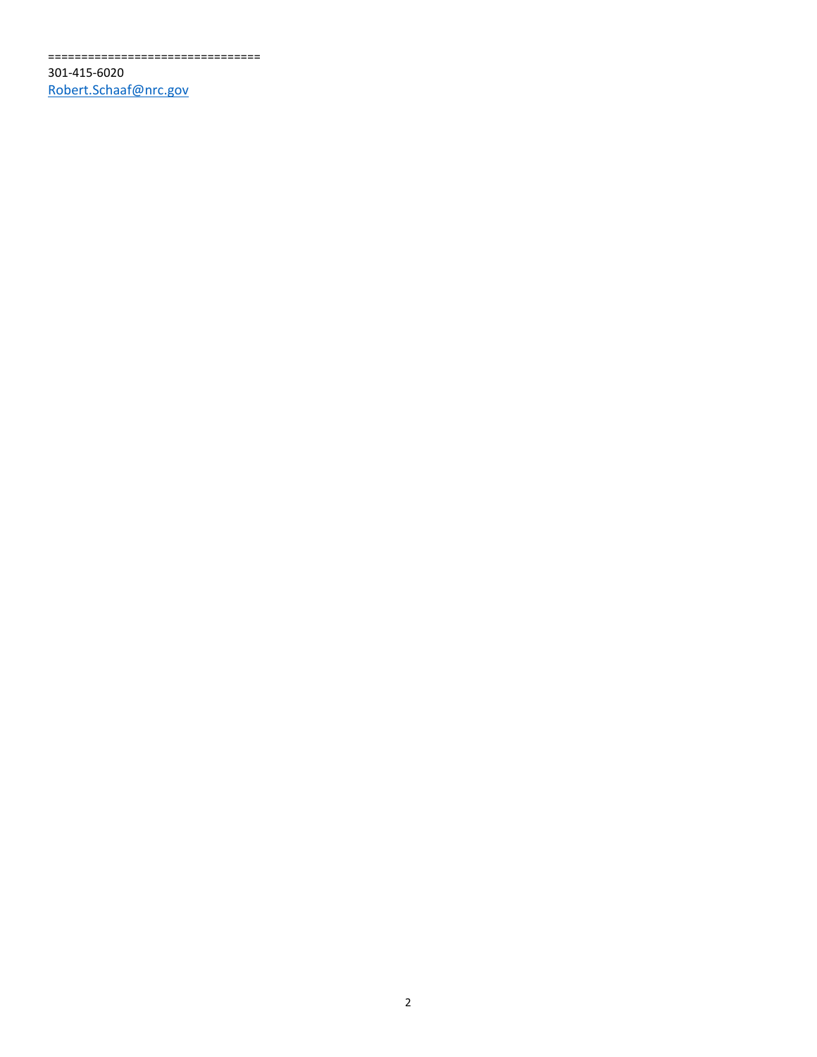==============================
301-415-6020
Robert.Schaaf@nrc.gov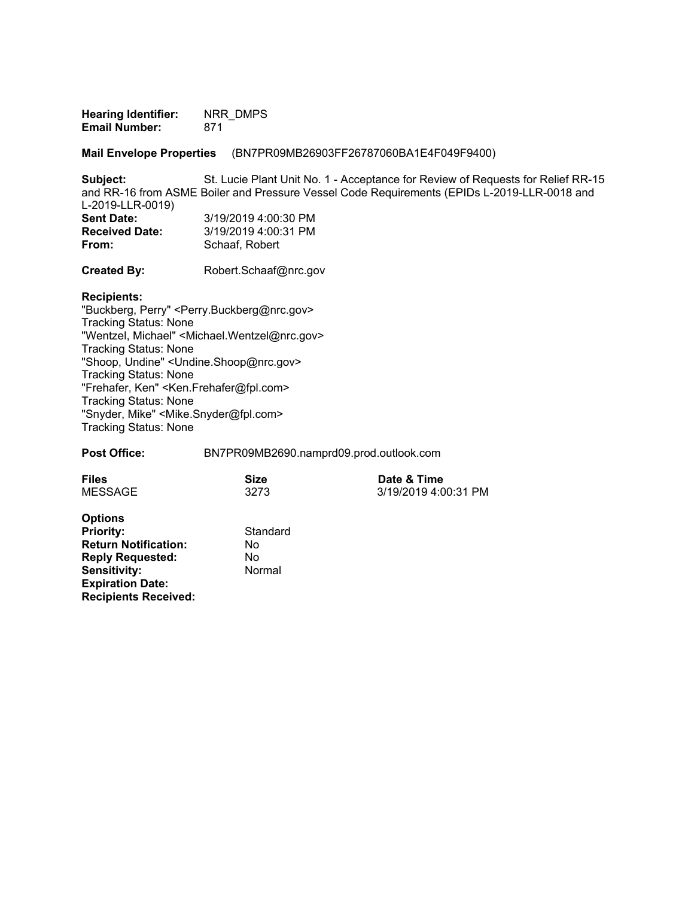**Hearing Identifier:** NRR_DMPS
**Email Number:** 871

**Mail Envelope Properties** (BN7PR09MB26903FF26787060BA1E4F049F9400)

**Subject:** St. Lucie Plant Unit No. 1 - Acceptance for Review of Requests for Relief RR-15 and RR-16 from ASME Boiler and Pressure Vessel Code Requirements (EPIDs L-2019-LLR-0018 and L-2019-LLR-0019)
**Sent Date:** 3/19/2019 4:00:30 PM
**Received Date:** 3/19/2019 4:00:31 PM
**From:** Schaaf, Robert

**Created By:** Robert.Schaaf@nrc.gov

**Recipients:**
"Buckberg, Perry" <Perry.Buckberg@nrc.gov>
Tracking Status: None
"Wentzel, Michael" <Michael.Wentzel@nrc.gov>
Tracking Status: None
"Shoop, Undine" <Undine.Shoop@nrc.gov>
Tracking Status: None
"Frehafer, Ken" <Ken.Frehafer@fpl.com>
Tracking Status: None
"Snyder, Mike" <Mike.Snyder@fpl.com>
Tracking Status: None

**Post Office:** BN7PR09MB2690.namprd09.prod.outlook.com

| Files | Size | Date & Time |
|---|---|---|
| MESSAGE | 3273 | 3/19/2019 4:00:31 PM |

**Options**
**Priority:** Standard
**Return Notification:** No
**Reply Requested:** No
**Sensitivity:** Normal
**Expiration Date:**
**Recipients Received:**